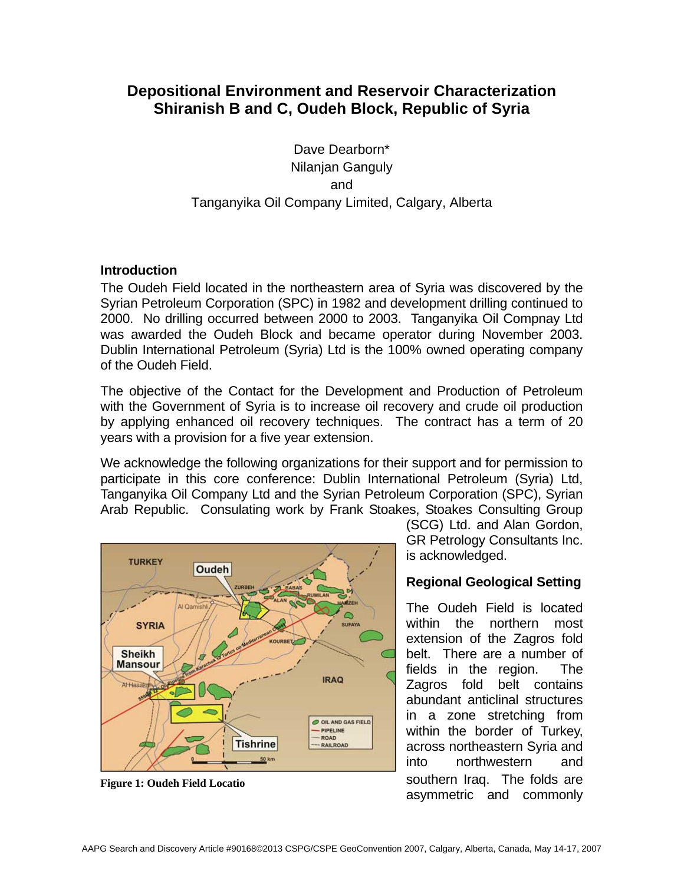# Depositional Environment and Reservoir Characterization Shiranish B and C, Oudeh Block, Republic of Syria

Dave Dearborn*
Nilanjan Ganguly
and
Tanganyika Oil Company Limited, Calgary, Alberta

## Introduction

The Oudeh Field located in the northeastern area of Syria was discovered by the Syrian Petroleum Corporation (SPC) in 1982 and development drilling continued to 2000. No drilling occurred between 2000 to 2003. Tanganyika Oil Compnay Ltd was awarded the Oudeh Block and became operator during November 2003. Dublin International Petroleum (Syria) Ltd is the 100% owned operating company of the Oudeh Field.

The objective of the Contact for the Development and Production of Petroleum with the Government of Syria is to increase oil recovery and crude oil production by applying enhanced oil recovery techniques. The contract has a term of 20 years with a provision for a five year extension.

We acknowledge the following organizations for their support and for permission to participate in this core conference: Dublin International Petroleum (Syria) Ltd, Tanganyika Oil Company Ltd and the Syrian Petroleum Corporation (SPC), Syrian Arab Republic. Consulating work by Frank Stoakes, Stoakes Consulting Group (SCG) Ltd. and Alan Gordon, GR Petrology Consultants Inc. is acknowledged.

**Figure 1: Oudeh Field Locatio**

## Regional Geological Setting

The Oudeh Field is located within the northern most extension of the Zagros fold belt. There are a number of fields in the region. The Zagros fold belt contains abundant anticlinal structures in a zone stretching from within the border of Turkey, across northeastern Syria and into northwestern and southern Iraq. The folds are asymmetric and commonly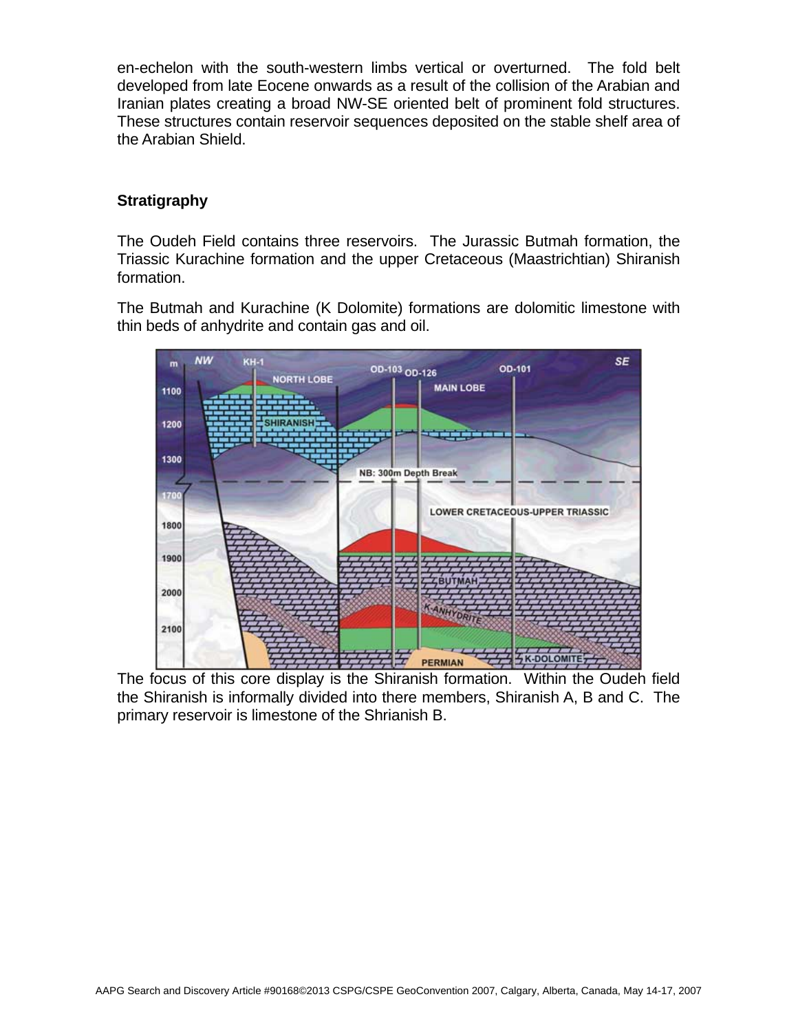en-echelon with the south-western limbs vertical or overturned. The fold belt developed from late Eocene onwards as a result of the collision of the Arabian and Iranian plates creating a broad NW-SE oriented belt of prominent fold structures. These structures contain reservoir sequences deposited on the stable shelf area of the Arabian Shield.

**Stratigraphy**

The Oudeh Field contains three reservoirs. The Jurassic Butmah formation, the Triassic Kurachine formation and the upper Cretaceous (Maastrichtian) Shiranish formation.

The Butmah and Kurachine (K Dolomite) formations are dolomitic limestone with thin beds of anhydrite and contain gas and oil.

The focus of this core display is the Shiranish formation. Within the Oudeh field the Shiranish is informally divided into there members, Shiranish A, B and C. The primary reservoir is limestone of the Shrianish B.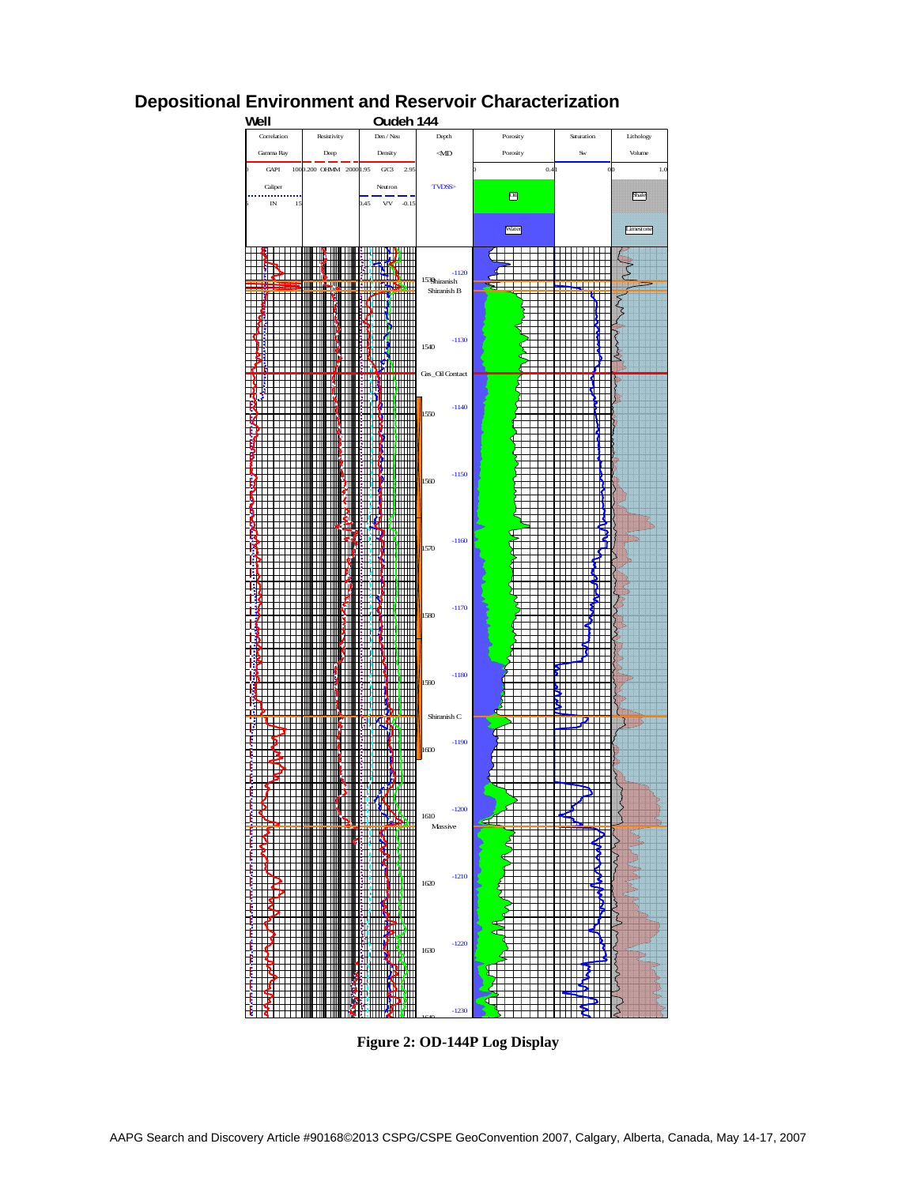# Depositional Environment and Reservoir Characterization

**Figure 2: OD-144P Log Display**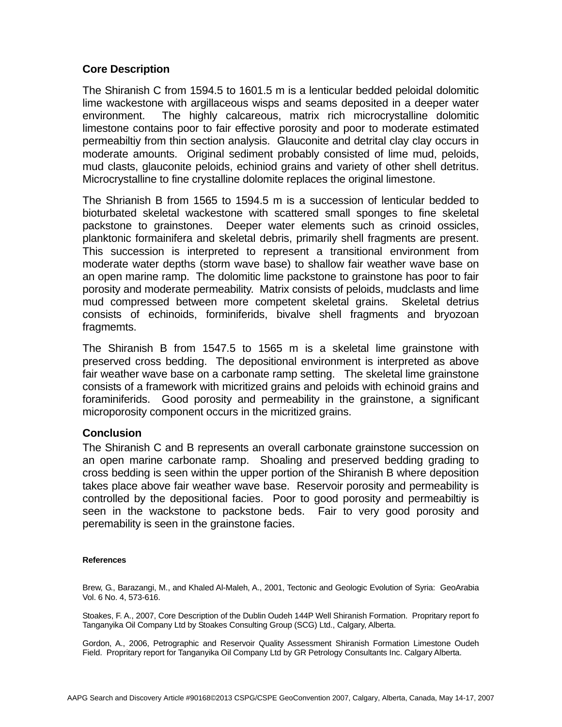## Core Description

The Shiranish C from 1594.5 to 1601.5 m is a lenticular bedded peloidal dolomitic lime wackestone with argillaceous wisps and seams deposited in a deeper water environment. The highly calcareous, matrix rich microcrystalline dolomitic limestone contains poor to fair effective porosity and poor to moderate estimated permeabiltiy from thin section analysis. Glauconite and detrital clay clay occurs in moderate amounts. Original sediment probably consisted of lime mud, peloids, mud clasts, glauconite peloids, echiniod grains and variety of other shell detritus. Microcrystalline to fine crystalline dolomite replaces the original limestone.

The Shrianish B from 1565 to 1594.5 m is a succession of lenticular bedded to bioturbated skeletal wackestone with scattered small sponges to fine skeletal packstone to grainstones. Deeper water elements such as crinoid ossicles, planktonic formainifera and skeletal debris, primarily shell fragments are present. This succession is interpreted to represent a transitional environment from moderate water depths (storm wave base) to shallow fair weather wave base on an open marine ramp. The dolomitic lime packstone to grainstone has poor to fair porosity and moderate permeability. Matrix consists of peloids, mudclasts and lime mud compressed between more competent skeletal grains. Skeletal detrius consists of echinoids, forminiferids, bivalve shell fragments and bryozoan fragmemts.

The Shiranish B from 1547.5 to 1565 m is a skeletal lime grainstone with preserved cross bedding. The depositional environment is interpreted as above fair weather wave base on a carbonate ramp setting. The skeletal lime grainstone consists of a framework with micritized grains and peloids with echinoid grains and foraminiferids. Good porosity and permeability in the grainstone, a significant microporosity component occurs in the micritized grains.

## Conclusion

The Shiranish C and B represents an overall carbonate grainstone succession on an open marine carbonate ramp. Shoaling and preserved bedding grading to cross bedding is seen within the upper portion of the Shiranish B where deposition takes place above fair weather wave base. Reservoir porosity and permeability is controlled by the depositional facies. Poor to good porosity and permeabiltiy is seen in the wackstone to packstone beds. Fair to very good porosity and peremability is seen in the grainstone facies.

#### References

Brew, G., Barazangi, M., and Khaled Al-Maleh, A., 2001, Tectonic and Geologic Evolution of Syria: GeoArabia Vol. 6 No. 4, 573-616.

Stoakes, F. A., 2007, Core Description of the Dublin Oudeh 144P Well Shiranish Formation. Propritary report fo Tanganyika Oil Company Ltd by Stoakes Consulting Group (SCG) Ltd., Calgary, Alberta.

Gordon, A., 2006, Petrographic and Reservoir Quality Assessment Shiranish Formation Limestone Oudeh Field. Propritary report for Tanganyika Oil Company Ltd by GR Petrology Consultants Inc. Calgary Alberta.